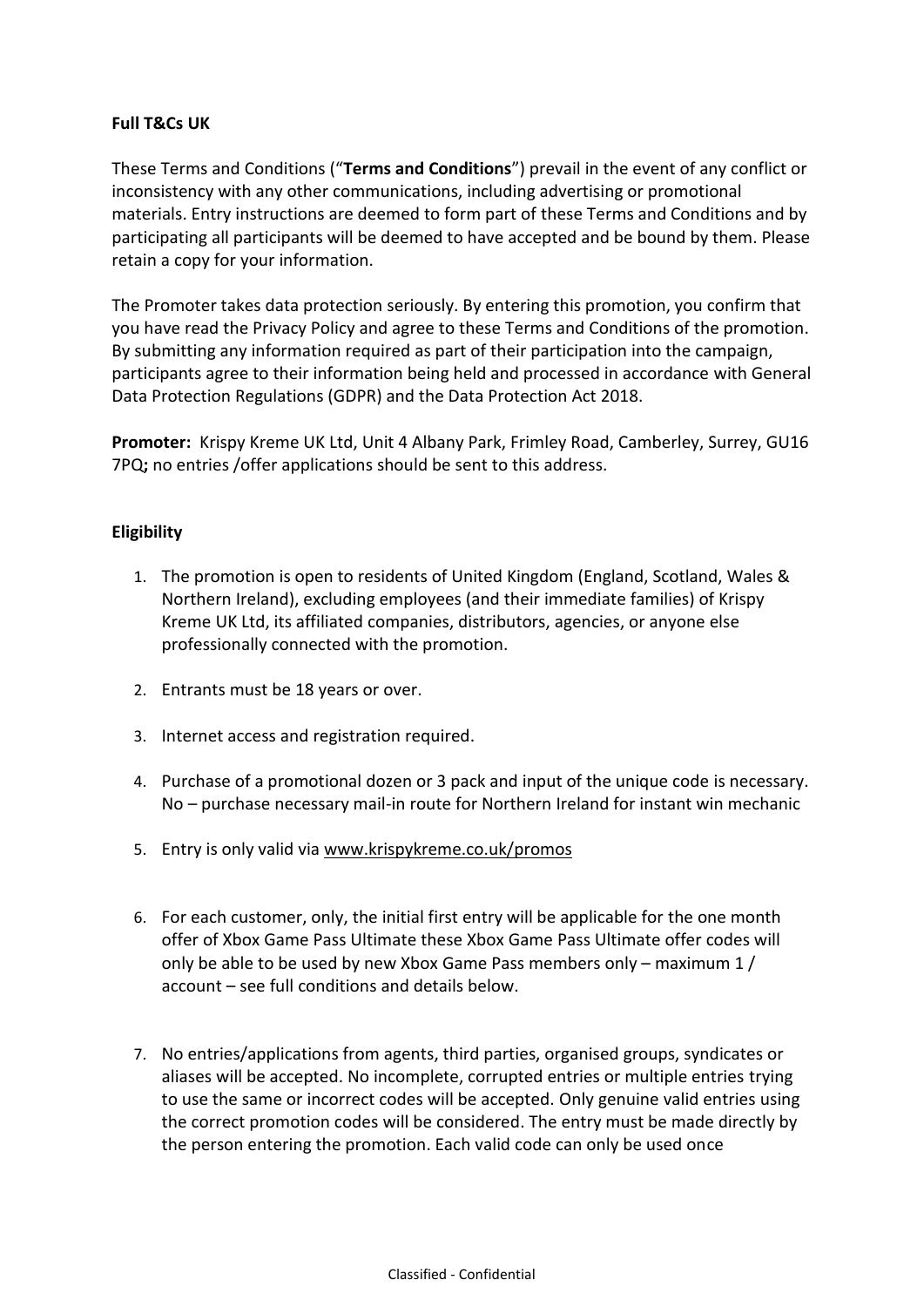**Full T&Cs UK**

These Terms and Conditions ("**Terms and Conditions**") prevail in the event of any conflict or inconsistency with any other communications, including advertising or promotional materials. Entry instructions are deemed to form part of these Terms and Conditions and by participating all participants will be deemed to have accepted and be bound by them. Please retain a copy for your information.

The Promoter takes data protection seriously. By entering this promotion, you confirm that you have read the Privacy Policy and agree to these Terms and Conditions of the promotion. By submitting any information required as part of their participation into the campaign, participants agree to their information being held and processed in accordance with General Data Protection Regulations (GDPR) and the Data Protection Act 2018.

**Promoter:** Krispy Kreme UK Ltd, Unit 4 Albany Park, Frimley Road, Camberley, Surrey, GU16 7PQ**;** no entries /offer applications should be sent to this address.

**Eligibility**

1. The promotion is open to residents of United Kingdom (England, Scotland, Wales & Northern Ireland), excluding employees (and their immediate families) of Krispy Kreme UK Ltd, its affiliated companies, distributors, agencies, or anyone else professionally connected with the promotion.

2. Entrants must be 18 years or over.

3. Internet access and registration required.

4. Purchase of a promotional dozen or 3 pack and input of the unique code is necessary. No – purchase necessary mail-in route for Northern Ireland for instant win mechanic

5. Entry is only valid via www.krispykreme.co.uk/promos

6. For each customer, only, the initial first entry will be applicable for the one month offer of Xbox Game Pass Ultimate these Xbox Game Pass Ultimate offer codes will only be able to be used by new Xbox Game Pass members only – maximum 1 / account – see full conditions and details below.

7. No entries/applications from agents, third parties, organised groups, syndicates or aliases will be accepted. No incomplete, corrupted entries or multiple entries trying to use the same or incorrect codes will be accepted. Only genuine valid entries using the correct promotion codes will be considered. The entry must be made directly by the person entering the promotion. Each valid code can only be used once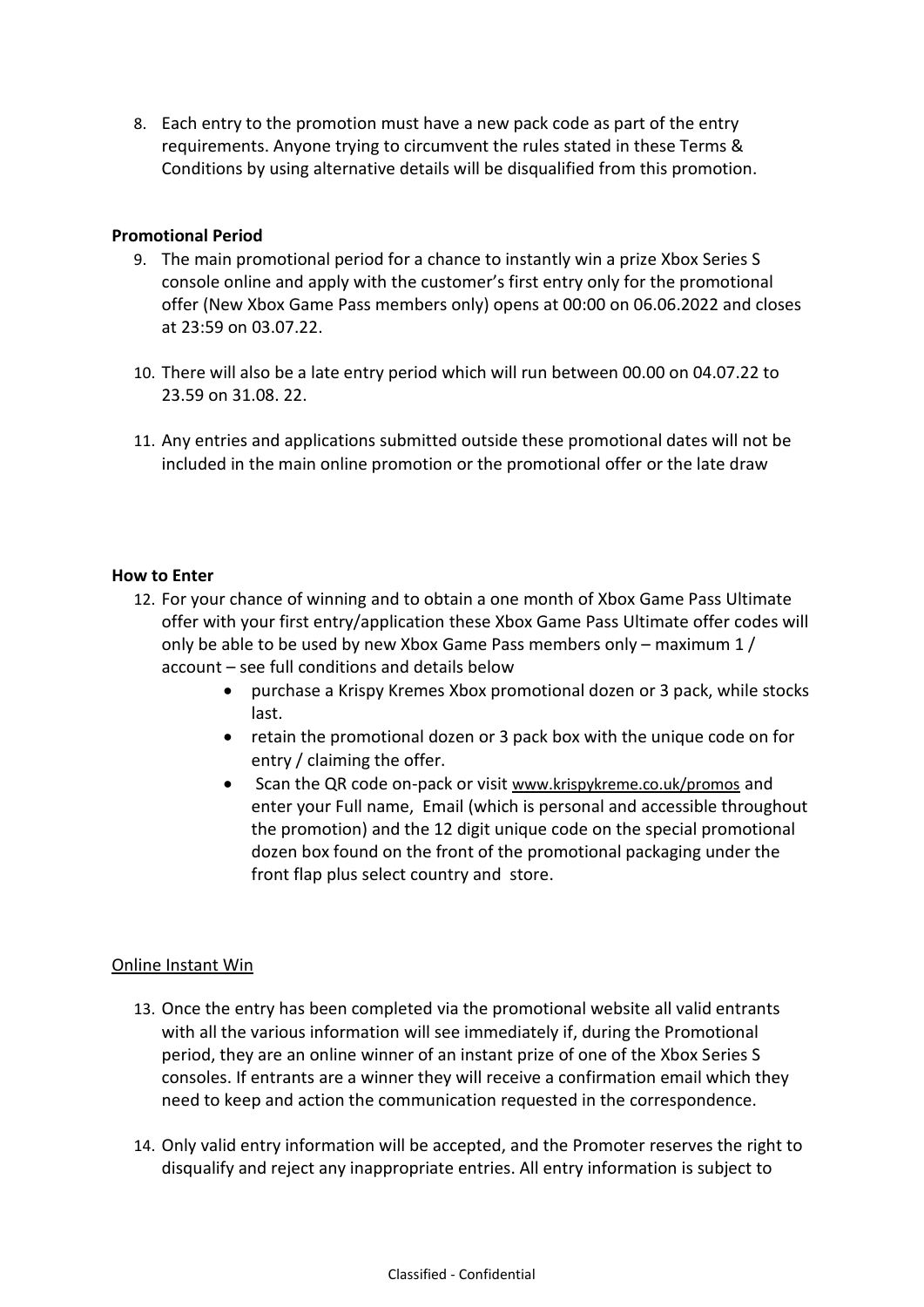8. Each entry to the promotion must have a new pack code as part of the entry requirements. Anyone trying to circumvent the rules stated in these Terms & Conditions by using alternative details will be disqualified from this promotion.

**Promotional Period**

9. The main promotional period for a chance to instantly win a prize Xbox Series S console online and apply with the customer's first entry only for the promotional offer (New Xbox Game Pass members only) opens at 00:00 on 06.06.2022 and closes at 23:59 on 03.07.22.

10. There will also be a late entry period which will run between 00.00 on 04.07.22 to 23.59 on 31.08. 22.

11. Any entries and applications submitted outside these promotional dates will not be included in the main online promotion or the promotional offer or the late draw

**How to Enter**

12. For your chance of winning and to obtain a one month of Xbox Game Pass Ultimate offer with your first entry/application these Xbox Game Pass Ultimate offer codes will only be able to be used by new Xbox Game Pass members only – maximum 1 / account – see full conditions and details below
    - purchase a Krispy Kremes Xbox promotional dozen or 3 pack, while stocks last.
    - retain the promotional dozen or 3 pack box with the unique code on for entry / claiming the offer.
    - Scan the QR code on-pack or visit www.krispykreme.co.uk/promos and enter your Full name, Email (which is personal and accessible throughout the promotion) and the 12 digit unique code on the special promotional dozen box found on the front of the promotional packaging under the front flap plus select country and store.

Online Instant Win

13. Once the entry has been completed via the promotional website all valid entrants with all the various information will see immediately if, during the Promotional period, they are an online winner of an instant prize of one of the Xbox Series S consoles. If entrants are a winner they will receive a confirmation email which they need to keep and action the communication requested in the correspondence.

14. Only valid entry information will be accepted, and the Promoter reserves the right to disqualify and reject any inappropriate entries. All entry information is subject to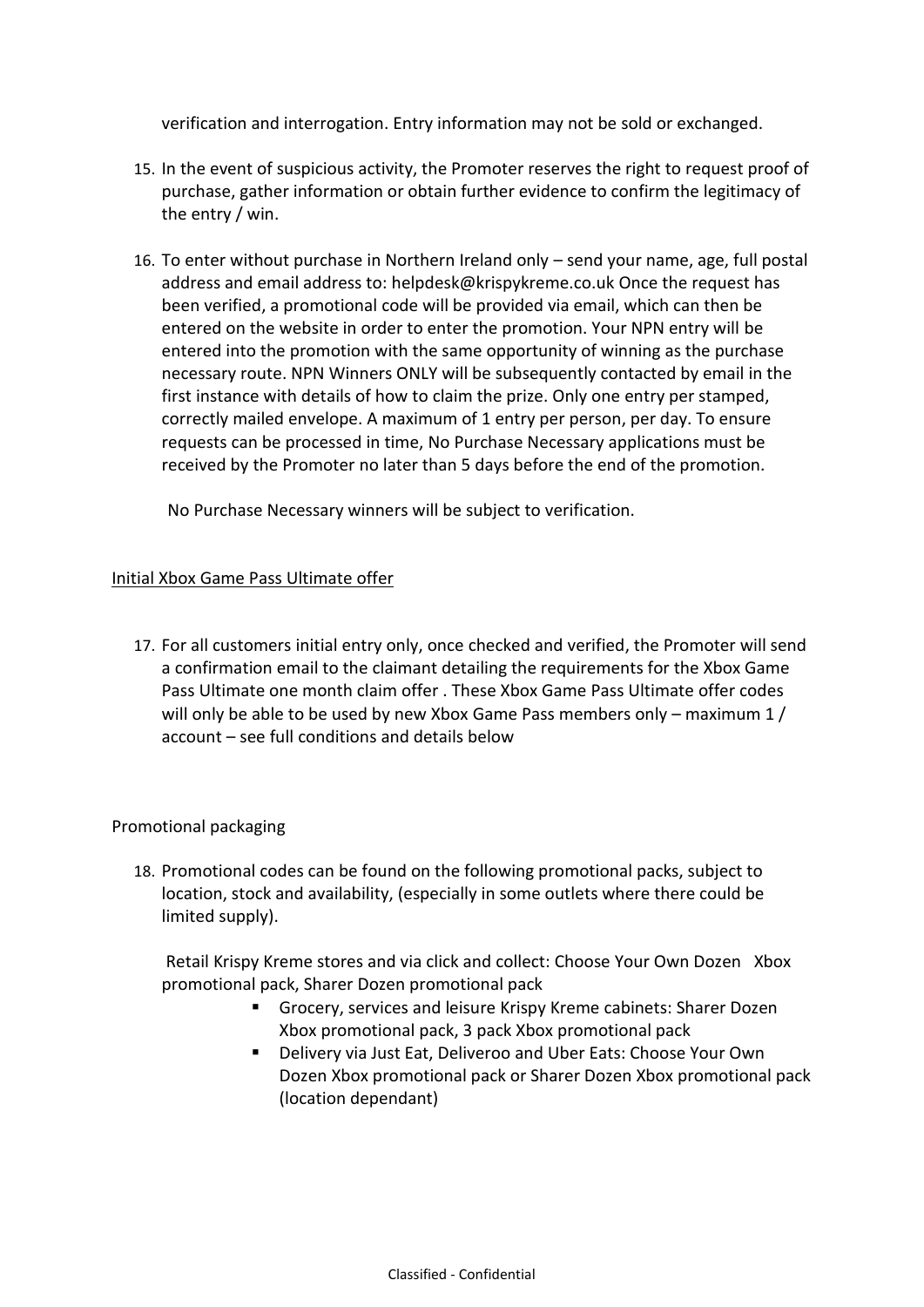verification and interrogation. Entry information may not be sold or exchanged.

15. In the event of suspicious activity, the Promoter reserves the right to request proof of purchase, gather information or obtain further evidence to confirm the legitimacy of the entry / win.

16. To enter without purchase in Northern Ireland only – send your name, age, full postal address and email address to: helpdesk@krispykreme.co.uk Once the request has been verified, a promotional code will be provided via email, which can then be entered on the website in order to enter the promotion. Your NPN entry will be entered into the promotion with the same opportunity of winning as the purchase necessary route. NPN Winners ONLY will be subsequently contacted by email in the first instance with details of how to claim the prize. Only one entry per stamped, correctly mailed envelope. A maximum of 1 entry per person, per day. To ensure requests can be processed in time, No Purchase Necessary applications must be received by the Promoter no later than 5 days before the end of the promotion.

    No Purchase Necessary winners will be subject to verification.

<u>Initial Xbox Game Pass Ultimate offer</u>

17. For all customers initial entry only, once checked and verified, the Promoter will send a confirmation email to the claimant detailing the requirements for the Xbox Game Pass Ultimate one month claim offer . These Xbox Game Pass Ultimate offer codes will only be able to be used by new Xbox Game Pass members only – maximum 1 / account – see full conditions and details below

Promotional packaging

18. Promotional codes can be found on the following promotional packs, subject to location, stock and availability, (especially in some outlets where there could be limited supply).

    Retail Krispy Kreme stores and via click and collect: Choose Your Own Dozen Xbox promotional pack, Sharer Dozen promotional pack

    - Grocery, services and leisure Krispy Kreme cabinets: Sharer Dozen Xbox promotional pack, 3 pack Xbox promotional pack
    - Delivery via Just Eat, Deliveroo and Uber Eats: Choose Your Own Dozen Xbox promotional pack or Sharer Dozen Xbox promotional pack (location dependant)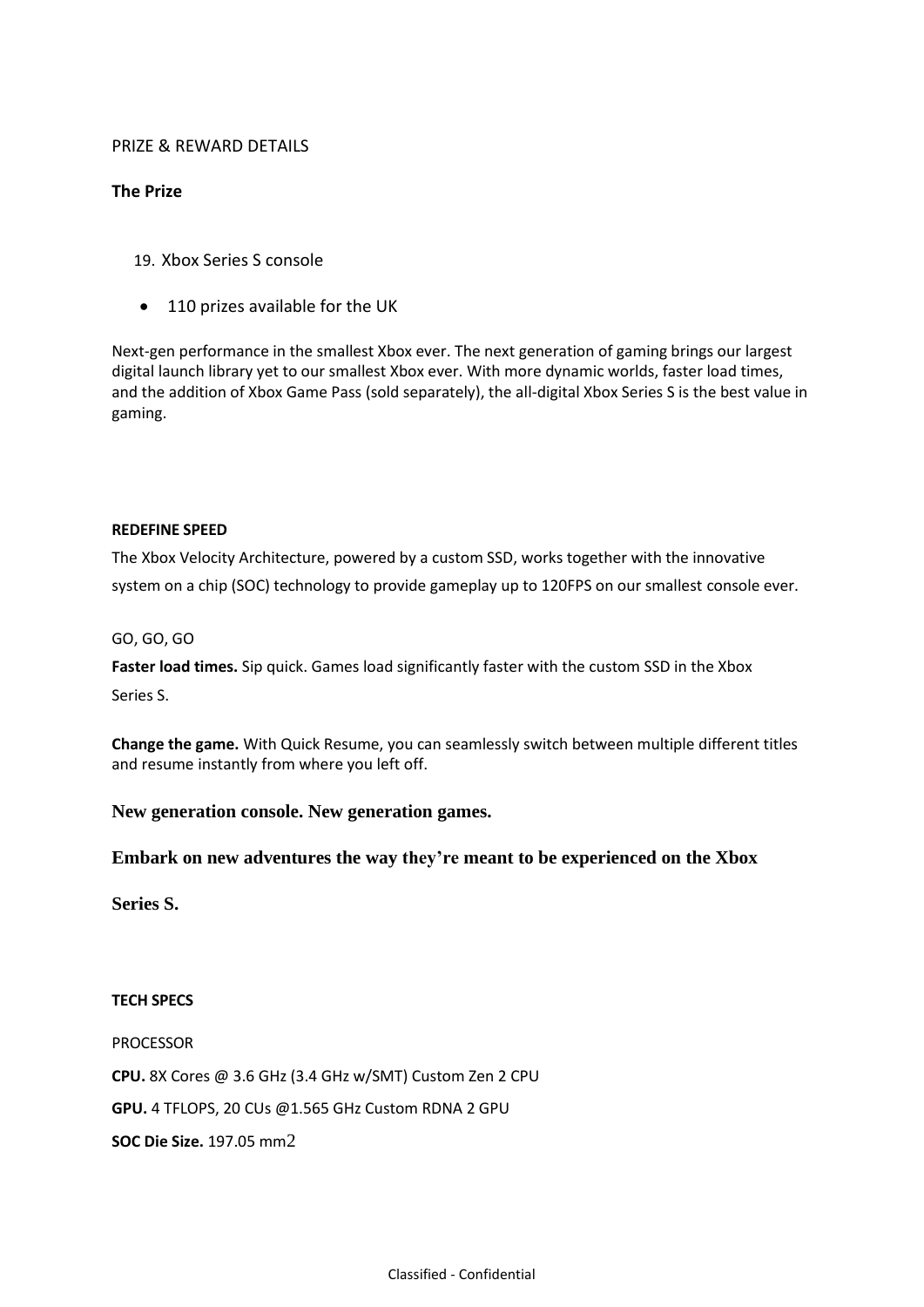PRIZE & REWARD DETAILS

**The Prize**

19. Xbox Series S console

- 110 prizes available for the UK

Next-gen performance in the smallest Xbox ever. The next generation of gaming brings our largest digital launch library yet to our smallest Xbox ever. With more dynamic worlds, faster load times, and the addition of Xbox Game Pass (sold separately), the all-digital Xbox Series S is the best value in gaming.

**REDEFINE SPEED**

The Xbox Velocity Architecture, powered by a custom SSD, works together with the innovative system on a chip (SOC) technology to provide gameplay up to 120FPS on our smallest console ever.

GO, GO, GO

**Faster load times.** Sip quick. Games load significantly faster with the custom SSD in the Xbox Series S.

**Change the game.** With Quick Resume, you can seamlessly switch between multiple different titles and resume instantly from where you left off.

**New generation console. New generation games.**

**Embark on new adventures the way they're meant to be experienced on the Xbox Series S.**

**TECH SPECS**

PROCESSOR

**CPU.** 8X Cores @ 3.6 GHz (3.4 GHz w/SMT) Custom Zen 2 CPU

**GPU.** 4 TFLOPS, 20 CUs @1.565 GHz Custom RDNA 2 GPU

**SOC Die Size.** 197.05 mm2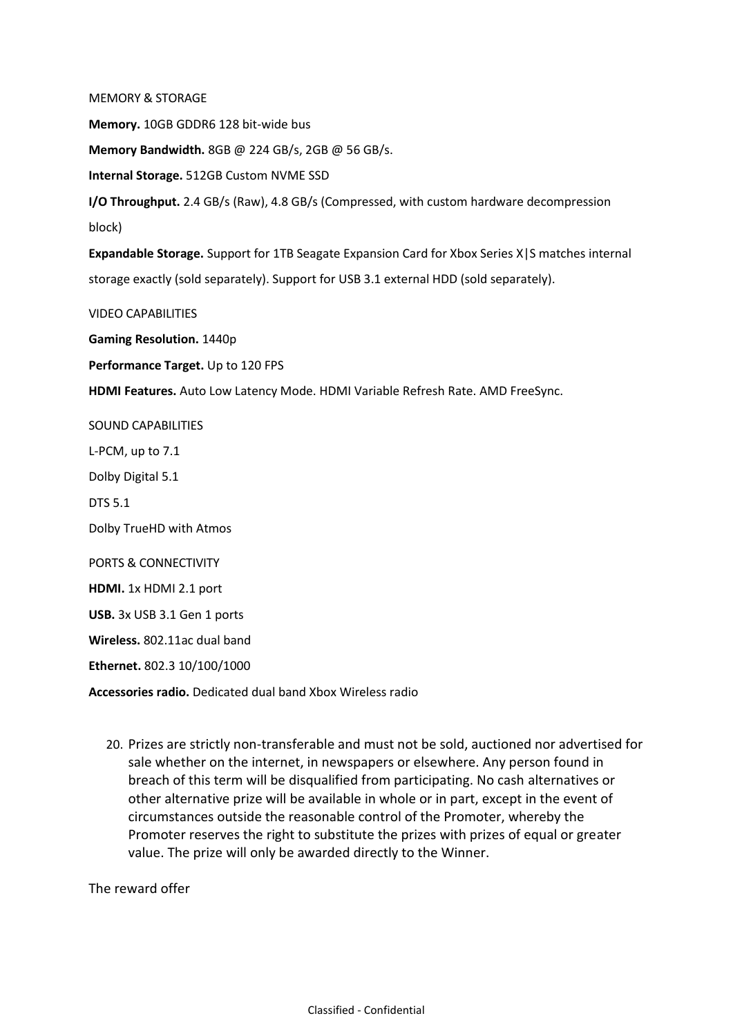MEMORY & STORAGE

**Memory.** 10GB GDDR6 128 bit-wide bus

**Memory Bandwidth.** 8GB @ 224 GB/s, 2GB @ 56 GB/s.

**Internal Storage.** 512GB Custom NVME SSD

**I/O Throughput.** 2.4 GB/s (Raw), 4.8 GB/s (Compressed, with custom hardware decompression block)

**Expandable Storage.** Support for 1TB Seagate Expansion Card for Xbox Series X|S matches internal storage exactly (sold separately). Support for USB 3.1 external HDD (sold separately).

VIDEO CAPABILITIES

**Gaming Resolution.** 1440p

**Performance Target.** Up to 120 FPS

**HDMI Features.** Auto Low Latency Mode. HDMI Variable Refresh Rate. AMD FreeSync.

SOUND CAPABILITIES

L-PCM, up to 7.1

Dolby Digital 5.1

DTS 5.1

Dolby TrueHD with Atmos

PORTS & CONNECTIVITY

**HDMI.** 1x HDMI 2.1 port

**USB.** 3x USB 3.1 Gen 1 ports

**Wireless.** 802.11ac dual band

**Ethernet.** 802.3 10/100/1000

**Accessories radio.** Dedicated dual band Xbox Wireless radio

20. Prizes are strictly non-transferable and must not be sold, auctioned nor advertised for sale whether on the internet, in newspapers or elsewhere. Any person found in breach of this term will be disqualified from participating. No cash alternatives or other alternative prize will be available in whole or in part, except in the event of circumstances outside the reasonable control of the Promoter, whereby the Promoter reserves the right to substitute the prizes with prizes of equal or greater value. The prize will only be awarded directly to the Winner.

The reward offer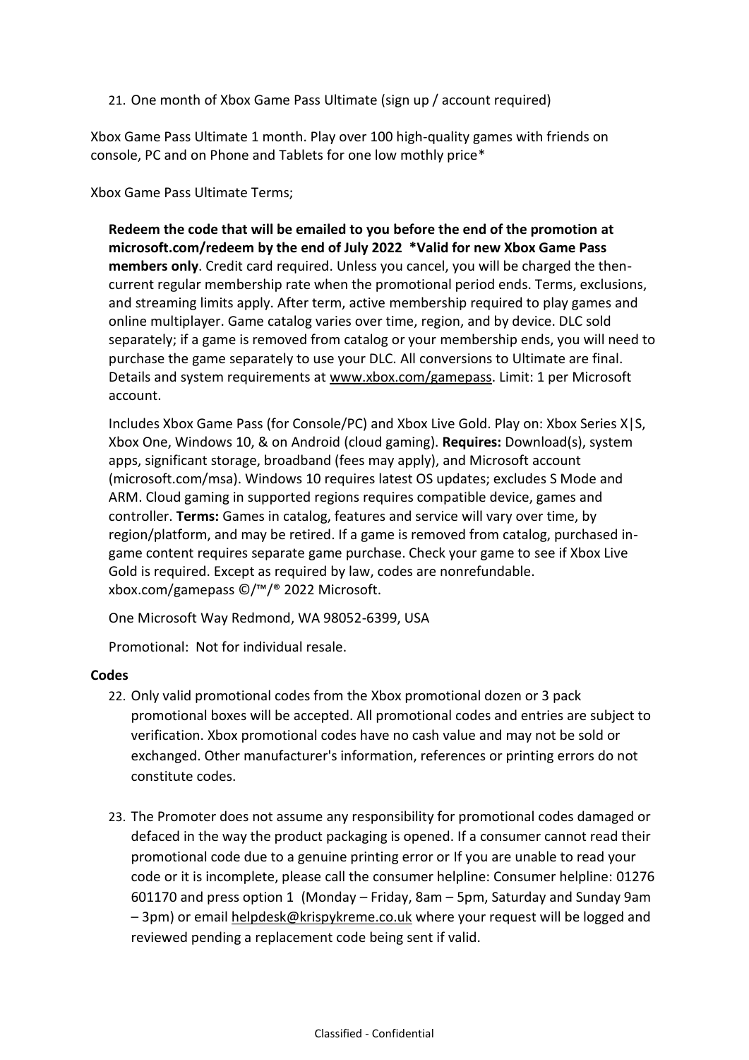21. One month of Xbox Game Pass Ultimate (sign up / account required)

Xbox Game Pass Ultimate 1 month. Play over 100 high-quality games with friends on console, PC and on Phone and Tablets for one low mothly price*

Xbox Game Pass Ultimate Terms;

**Redeem the code that will be emailed to you before the end of the promotion at microsoft.com/redeem by the end of July 2022 *Valid for new Xbox Game Pass members only**. Credit card required. Unless you cancel, you will be charged the then-current regular membership rate when the promotional period ends. Terms, exclusions, and streaming limits apply. After term, active membership required to play games and online multiplayer. Game catalog varies over time, region, and by device. DLC sold separately; if a game is removed from catalog or your membership ends, you will need to purchase the game separately to use your DLC. All conversions to Ultimate are final. Details and system requirements at www.xbox.com/gamepass. Limit: 1 per Microsoft account.

Includes Xbox Game Pass (for Console/PC) and Xbox Live Gold. Play on: Xbox Series X|S, Xbox One, Windows 10, & on Android (cloud gaming). **Requires:** Download(s), system apps, significant storage, broadband (fees may apply), and Microsoft account (microsoft.com/msa). Windows 10 requires latest OS updates; excludes S Mode and ARM. Cloud gaming in supported regions requires compatible device, games and controller. **Terms:** Games in catalog, features and service will vary over time, by region/platform, and may be retired. If a game is removed from catalog, purchased in-game content requires separate game purchase. Check your game to see if Xbox Live Gold is required. Except as required by law, codes are nonrefundable. xbox.com/gamepass ©/™/® 2022 Microsoft.

One Microsoft Way Redmond, WA 98052-6399, USA

Promotional: Not for individual resale.

**Codes**

22. Only valid promotional codes from the Xbox promotional dozen or 3 pack promotional boxes will be accepted. All promotional codes and entries are subject to verification. Xbox promotional codes have no cash value and may not be sold or exchanged. Other manufacturer's information, references or printing errors do not constitute codes.

23. The Promoter does not assume any responsibility for promotional codes damaged or defaced in the way the product packaging is opened. If a consumer cannot read their promotional code due to a genuine printing error or If you are unable to read your code or it is incomplete, please call the consumer helpline: Consumer helpline: 01276 601170 and press option 1 (Monday – Friday, 8am – 5pm, Saturday and Sunday 9am – 3pm) or email helpdesk@krispykreme.co.uk where your request will be logged and reviewed pending a replacement code being sent if valid.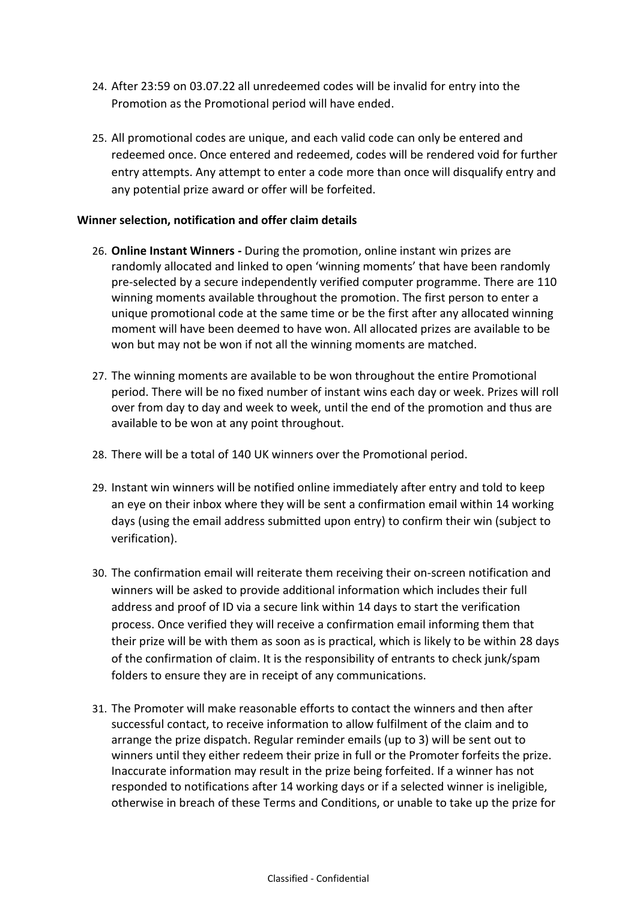24. After 23:59 on 03.07.22 all unredeemed codes will be invalid for entry into the Promotion as the Promotional period will have ended.

25. All promotional codes are unique, and each valid code can only be entered and redeemed once. Once entered and redeemed, codes will be rendered void for further entry attempts. Any attempt to enter a code more than once will disqualify entry and any potential prize award or offer will be forfeited.

**Winner selection, notification and offer claim details**

26. **Online Instant Winners -** During the promotion, online instant win prizes are randomly allocated and linked to open 'winning moments' that have been randomly pre-selected by a secure independently verified computer programme. There are 110 winning moments available throughout the promotion. The first person to enter a unique promotional code at the same time or be the first after any allocated winning moment will have been deemed to have won. All allocated prizes are available to be won but may not be won if not all the winning moments are matched.

27. The winning moments are available to be won throughout the entire Promotional period. There will be no fixed number of instant wins each day or week. Prizes will roll over from day to day and week to week, until the end of the promotion and thus are available to be won at any point throughout.

28. There will be a total of 140 UK winners over the Promotional period.

29. Instant win winners will be notified online immediately after entry and told to keep an eye on their inbox where they will be sent a confirmation email within 14 working days (using the email address submitted upon entry) to confirm their win (subject to verification).

30. The confirmation email will reiterate them receiving their on-screen notification and winners will be asked to provide additional information which includes their full address and proof of ID via a secure link within 14 days to start the verification process. Once verified they will receive a confirmation email informing them that their prize will be with them as soon as is practical, which is likely to be within 28 days of the confirmation of claim. It is the responsibility of entrants to check junk/spam folders to ensure they are in receipt of any communications.

31. The Promoter will make reasonable efforts to contact the winners and then after successful contact, to receive information to allow fulfilment of the claim and to arrange the prize dispatch. Regular reminder emails (up to 3) will be sent out to winners until they either redeem their prize in full or the Promoter forfeits the prize. Inaccurate information may result in the prize being forfeited. If a winner has not responded to notifications after 14 working days or if a selected winner is ineligible, otherwise in breach of these Terms and Conditions, or unable to take up the prize for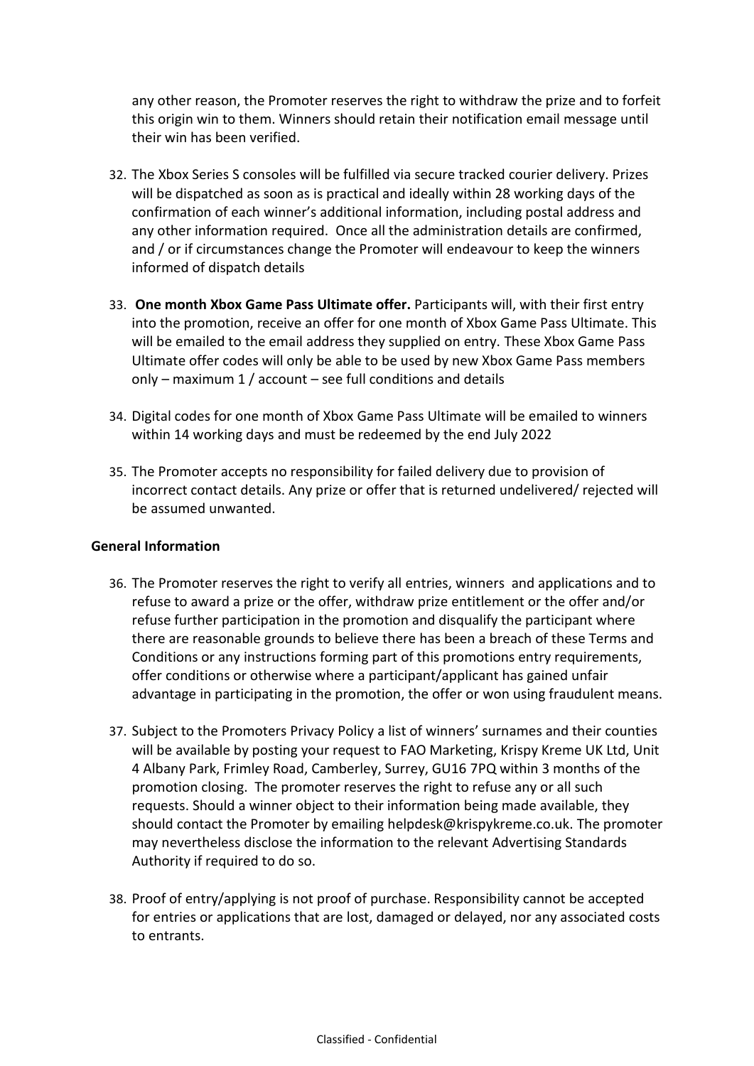any other reason, the Promoter reserves the right to withdraw the prize and to forfeit this origin win to them. Winners should retain their notification email message until their win has been verified.

32. The Xbox Series S consoles will be fulfilled via secure tracked courier delivery. Prizes will be dispatched as soon as is practical and ideally within 28 working days of the confirmation of each winner's additional information, including postal address and any other information required. Once all the administration details are confirmed, and / or if circumstances change the Promoter will endeavour to keep the winners informed of dispatch details

33. **One month Xbox Game Pass Ultimate offer.** Participants will, with their first entry into the promotion, receive an offer for one month of Xbox Game Pass Ultimate. This will be emailed to the email address they supplied on entry. These Xbox Game Pass Ultimate offer codes will only be able to be used by new Xbox Game Pass members only – maximum 1 / account – see full conditions and details

34. Digital codes for one month of Xbox Game Pass Ultimate will be emailed to winners within 14 working days and must be redeemed by the end July 2022

35. The Promoter accepts no responsibility for failed delivery due to provision of incorrect contact details. Any prize or offer that is returned undelivered/ rejected will be assumed unwanted.

**General Information**

36. The Promoter reserves the right to verify all entries, winners and applications and to refuse to award a prize or the offer, withdraw prize entitlement or the offer and/or refuse further participation in the promotion and disqualify the participant where there are reasonable grounds to believe there has been a breach of these Terms and Conditions or any instructions forming part of this promotions entry requirements, offer conditions or otherwise where a participant/applicant has gained unfair advantage in participating in the promotion, the offer or won using fraudulent means.

37. Subject to the Promoters Privacy Policy a list of winners' surnames and their counties will be available by posting your request to FAO Marketing, Krispy Kreme UK Ltd, Unit 4 Albany Park, Frimley Road, Camberley, Surrey, GU16 7PQ within 3 months of the promotion closing. The promoter reserves the right to refuse any or all such requests. Should a winner object to their information being made available, they should contact the Promoter by emailing helpdesk@krispykreme.co.uk. The promoter may nevertheless disclose the information to the relevant Advertising Standards Authority if required to do so.

38. Proof of entry/applying is not proof of purchase. Responsibility cannot be accepted for entries or applications that are lost, damaged or delayed, nor any associated costs to entrants.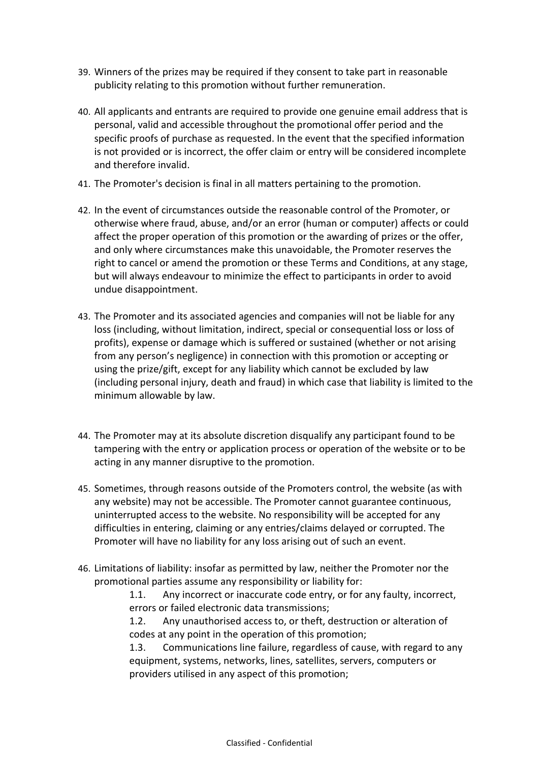39. Winners of the prizes may be required if they consent to take part in reasonable publicity relating to this promotion without further remuneration.

40. All applicants and entrants are required to provide one genuine email address that is personal, valid and accessible throughout the promotional offer period and the specific proofs of purchase as requested. In the event that the specified information is not provided or is incorrect, the offer claim or entry will be considered incomplete and therefore invalid.

41. The Promoter's decision is final in all matters pertaining to the promotion.

42. In the event of circumstances outside the reasonable control of the Promoter, or otherwise where fraud, abuse, and/or an error (human or computer) affects or could affect the proper operation of this promotion or the awarding of prizes or the offer, and only where circumstances make this unavoidable, the Promoter reserves the right to cancel or amend the promotion or these Terms and Conditions, at any stage, but will always endeavour to minimize the effect to participants in order to avoid undue disappointment.

43. The Promoter and its associated agencies and companies will not be liable for any loss (including, without limitation, indirect, special or consequential loss or loss of profits), expense or damage which is suffered or sustained (whether or not arising from any person's negligence) in connection with this promotion or accepting or using the prize/gift, except for any liability which cannot be excluded by law (including personal injury, death and fraud) in which case that liability is limited to the minimum allowable by law.

44. The Promoter may at its absolute discretion disqualify any participant found to be tampering with the entry or application process or operation of the website or to be acting in any manner disruptive to the promotion.

45. Sometimes, through reasons outside of the Promoters control, the website (as with any website) may not be accessible. The Promoter cannot guarantee continuous, uninterrupted access to the website. No responsibility will be accepted for any difficulties in entering, claiming or any entries/claims delayed or corrupted. The Promoter will have no liability for any loss arising out of such an event.

46. Limitations of liability: insofar as permitted by law, neither the Promoter nor the promotional parties assume any responsibility or liability for:

    1.1. Any incorrect or inaccurate code entry, or for any faulty, incorrect, errors or failed electronic data transmissions;

    1.2. Any unauthorised access to, or theft, destruction or alteration of codes at any point in the operation of this promotion;

    1.3. Communications line failure, regardless of cause, with regard to any equipment, systems, networks, lines, satellites, servers, computers or providers utilised in any aspect of this promotion;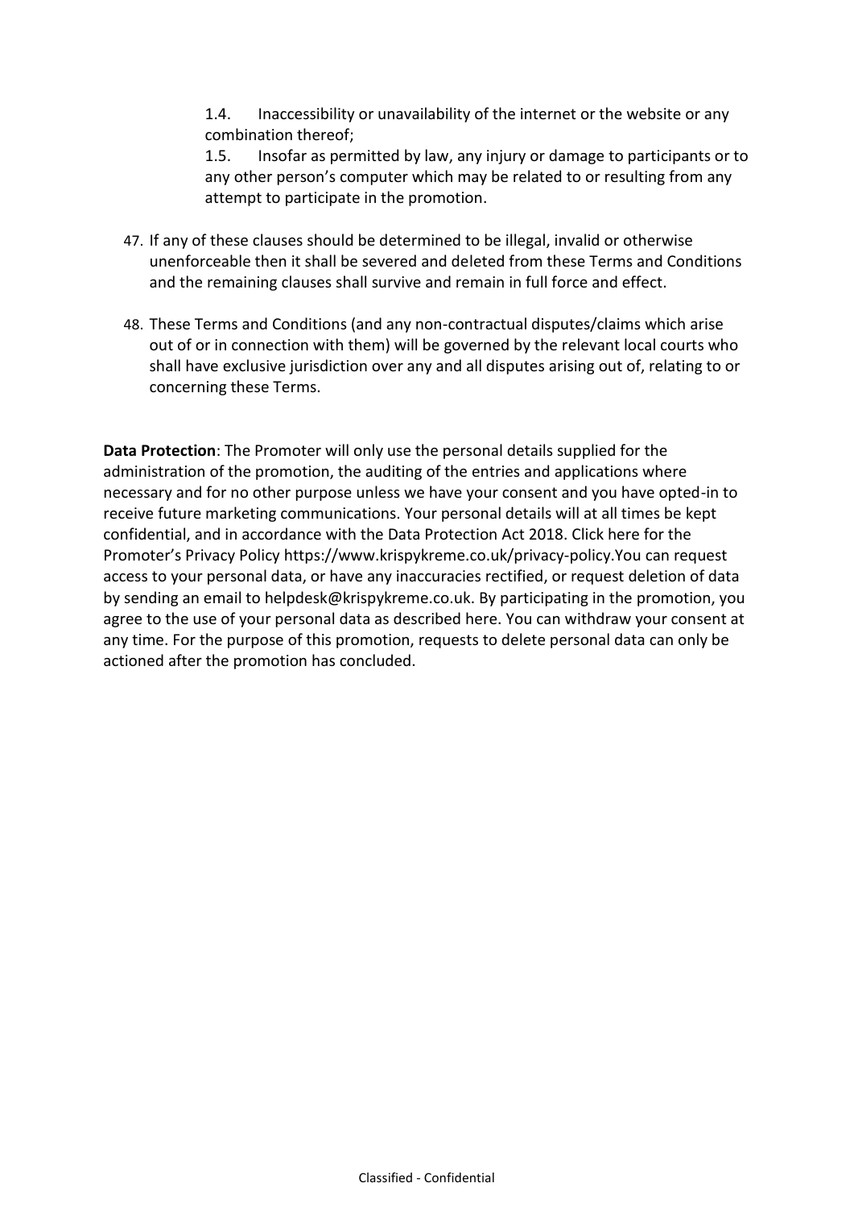1.4. Inaccessibility or unavailability of the internet or the website or any combination thereof;

1.5. Insofar as permitted by law, any injury or damage to participants or to any other person's computer which may be related to or resulting from any attempt to participate in the promotion.

47. If any of these clauses should be determined to be illegal, invalid or otherwise unenforceable then it shall be severed and deleted from these Terms and Conditions and the remaining clauses shall survive and remain in full force and effect.

48. These Terms and Conditions (and any non-contractual disputes/claims which arise out of or in connection with them) will be governed by the relevant local courts who shall have exclusive jurisdiction over any and all disputes arising out of, relating to or concerning these Terms.

**Data Protection**: The Promoter will only use the personal details supplied for the administration of the promotion, the auditing of the entries and applications where necessary and for no other purpose unless we have your consent and you have opted-in to receive future marketing communications. Your personal details will at all times be kept confidential, and in accordance with the Data Protection Act 2018. Click here for the Promoter's Privacy Policy https://www.krispykreme.co.uk/privacy-policy.You can request access to your personal data, or have any inaccuracies rectified, or request deletion of data by sending an email to helpdesk@krispykreme.co.uk. By participating in the promotion, you agree to the use of your personal data as described here. You can withdraw your consent at any time. For the purpose of this promotion, requests to delete personal data can only be actioned after the promotion has concluded.